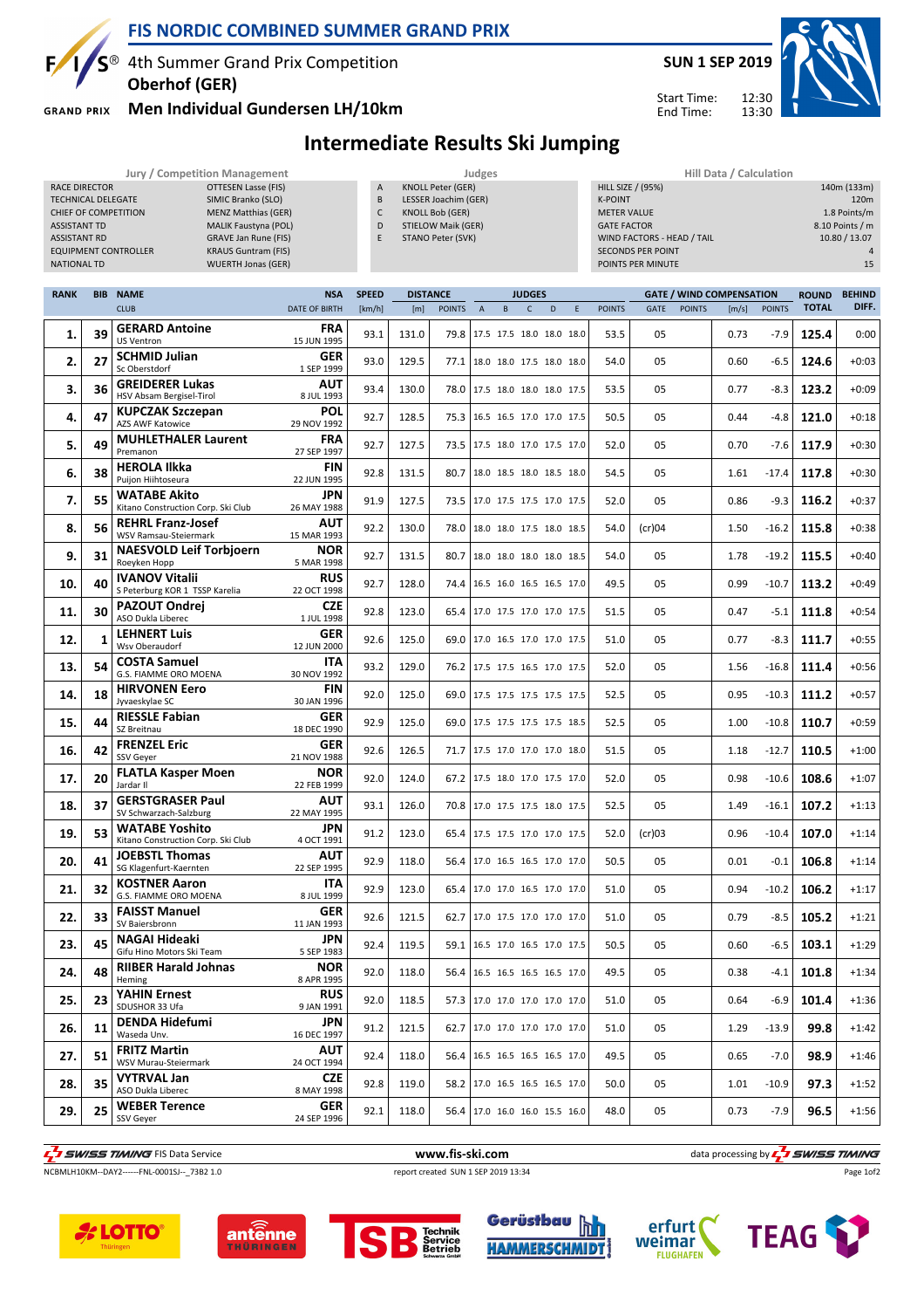# FIS NORDIC COMBINED SUMMER GRAND PRIX

4th Summer Grand Prix Competition
**Oberhof (GER)**
**Men Individual Gundersen LH/10km**

**SUN 1 SEP 2019**
Start Time: 12:30
End Time: 13:30

## Intermediate Results Ski Jumping

| Jury / Competition Management | |
|---|---|
| RACE DIRECTOR | OTTESEN Lasse (FIS) |
| TECHNICAL DELEGATE | SIMIC Branko (SLO) |
| CHIEF OF COMPETITION | MENZ Matthias (GER) |
| ASSISTANT TD | MALIK Faustyna (POL) |
| ASSISTANT RD | GRAVE Jan Rune (FIS) |
| EQUIPMENT CONTROLLER | KRAUS Guntram (FIS) |
| NATIONAL TD | WUERTH Jonas (GER) |

| Judges | |
|---|---|
| A | KNOLL Peter (GER) |
| B | LESSER Joachim (GER) |
| C | KNOLL Bob (GER) |
| D | STIELOW Maik (GER) |
| E | STANO Peter (SVK) |

| Hill Data / Calculation | |
|---|---|
| HILL SIZE / (95%) | 140m (133m) |
| K-POINT | 120m |
| METER VALUE | 1.8 Points/m |
| GATE FACTOR | 8.10 Points / m |
| WIND FACTORS - HEAD / TAIL | 10.80 / 13.07 |
| SECONDS PER POINT | 4 |
| POINTS PER MINUTE | 15 |

| RANK | BIB | NAME / CLUB | NSA / DATE OF BIRTH | SPEED [km/h] | DISTANCE [m] | DISTANCE POINTS | A | B | C | D | E | JUDGES POINTS | GATE | GATE POINTS | WIND [m/s] | WIND POINTS | ROUND TOTAL | BEHIND DIFF. |
|---|---|---|---|---|---|---|---|---|---|---|---|---|---|---|---|---|---|---|
| 1. | 39 | **GERARD Antoine** US Ventron | FRA 15 JUN 1995 | 93.1 | 131.0 | 79.8 | 17.5 | 17.5 | 18.0 | 18.0 | 18.0 | 53.5 | 05 | | 0.73 | -7.9 | 125.4 | 0:00 |
| 2. | 27 | **SCHMID Julian** Sc Oberstdorf | GER 1 SEP 1999 | 93.0 | 129.5 | 77.1 | 18.0 | 18.0 | 17.5 | 18.0 | 18.0 | 54.0 | 05 | | 0.60 | -6.5 | 124.6 | +0:03 |
| 3. | 36 | **GREIDERER Lukas** HSV Absam Bergisel-Tirol | AUT 8 JUL 1993 | 93.4 | 130.0 | 78.0 | 17.5 | 18.0 | 18.0 | 18.0 | 17.5 | 53.5 | 05 | | 0.77 | -8.3 | 123.2 | +0:09 |
| 4. | 47 | **KUPCZAK Szczepan** AZS AWF Katowice | POL 29 NOV 1992 | 92.7 | 128.5 | 75.3 | 16.5 | 16.5 | 17.0 | 17.0 | 17.5 | 50.5 | 05 | | 0.44 | -4.8 | 121.0 | +0:18 |
| 5. | 49 | **MUHLETHALER Laurent** Premanon | FRA 27 SEP 1997 | 92.7 | 127.5 | 73.5 | 17.5 | 18.0 | 17.0 | 17.5 | 17.0 | 52.0 | 05 | | 0.70 | -7.6 | 117.9 | +0:30 |
| 6. | 38 | **HEROLA Ilkka** Puijon Hiihtoseura | FIN 22 JUN 1995 | 92.8 | 131.5 | 80.7 | 18.0 | 18.5 | 18.0 | 18.5 | 18.0 | 54.5 | 05 | | 1.61 | -17.4 | 117.8 | +0:30 |
| 7. | 55 | **WATABE Akito** Kitano Construction Corp. Ski Club | JPN 26 MAY 1988 | 91.9 | 127.5 | 73.5 | 17.0 | 17.5 | 17.5 | 17.0 | 17.5 | 52.0 | 05 | | 0.86 | -9.3 | 116.2 | +0:37 |
| 8. | 56 | **REHRL Franz-Josef** WSV Ramsau-Steiermark | AUT 15 MAR 1993 | 92.2 | 130.0 | 78.0 | 18.0 | 18.0 | 17.5 | 18.0 | 18.5 | 54.0 | (cr)04 | | 1.50 | -16.2 | 115.8 | +0:38 |
| 9. | 31 | **NAESVOLD Leif Torbjoern** Roeyken Hopp | NOR 5 MAR 1998 | 92.7 | 131.5 | 80.7 | 18.0 | 18.0 | 18.0 | 18.0 | 18.5 | 54.0 | 05 | | 1.78 | -19.2 | 115.5 | +0:40 |
| 10. | 40 | **IVANOV Vitalii** S Peterburg KOR 1 TSSP Karelia | RUS 22 OCT 1998 | 92.7 | 128.0 | 74.4 | 16.5 | 16.0 | 16.5 | 16.5 | 17.0 | 49.5 | 05 | | 0.99 | -10.7 | 113.2 | +0:49 |
| 11. | 30 | **PAZOUT Ondrej** ASO Dukla Liberec | CZE 1 JUL 1998 | 92.8 | 123.0 | 65.4 | 17.0 | 17.5 | 17.0 | 17.0 | 17.5 | 51.5 | 05 | | 0.47 | -5.1 | 111.8 | +0:54 |
| 12. | 1 | **LEHNERT Luis** Wsv Oberaudorf | GER 12 JUN 2000 | 92.6 | 125.0 | 69.0 | 17.0 | 16.5 | 17.0 | 17.0 | 17.5 | 51.0 | 05 | | 0.77 | -8.3 | 111.7 | +0:55 |
| 13. | 54 | **COSTA Samuel** G.S. FIAMME ORO MOENA | ITA 30 NOV 1992 | 93.2 | 129.0 | 76.2 | 17.5 | 17.5 | 16.5 | 17.0 | 17.5 | 52.0 | 05 | | 1.56 | -16.8 | 111.4 | +0:56 |
| 14. | 18 | **HIRVONEN Eero** Jyvaeskylae SC | FIN 30 JAN 1996 | 92.0 | 125.0 | 69.0 | 17.5 | 17.5 | 17.5 | 17.5 | 17.5 | 52.5 | 05 | | 0.95 | -10.3 | 111.2 | +0:57 |
| 15. | 44 | **RIESSLE Fabian** SZ Breitnau | GER 18 DEC 1990 | 92.9 | 125.0 | 69.0 | 17.5 | 17.5 | 17.5 | 17.5 | 18.5 | 52.5 | 05 | | 1.00 | -10.8 | 110.7 | +0:59 |
| 16. | 42 | **FRENZEL Eric** SSV Geyer | GER 21 NOV 1988 | 92.6 | 126.5 | 71.7 | 17.5 | 17.0 | 17.0 | 17.0 | 18.0 | 51.5 | 05 | | 1.18 | -12.7 | 110.5 | +1:00 |
| 17. | 20 | **FLATLA Kasper Moen** Jardar II | NOR 22 FEB 1999 | 92.0 | 124.0 | 67.2 | 17.5 | 18.0 | 17.0 | 17.5 | 17.0 | 52.0 | 05 | | 0.98 | -10.6 | 108.6 | +1:07 |
| 18. | 37 | **GERSTGRASER Paul** SV Schwarzach-Salzburg | AUT 22 MAY 1995 | 93.1 | 126.0 | 70.8 | 17.0 | 17.5 | 17.5 | 18.0 | 17.5 | 52.5 | 05 | | 1.49 | -16.1 | 107.2 | +1:13 |
| 19. | 53 | **WATABE Yoshito** Kitano Construction Corp. Ski Club | JPN 4 OCT 1991 | 91.2 | 123.0 | 65.4 | 17.5 | 17.5 | 17.0 | 17.0 | 17.5 | 52.0 | (cr)03 | | 0.96 | -10.4 | 107.0 | +1:14 |
| 20. | 41 | **JOEBSTL Thomas** SG Klagenfurt-Kaernten | AUT 22 SEP 1995 | 92.9 | 118.0 | 56.4 | 17.0 | 16.5 | 16.5 | 17.0 | 17.0 | 50.5 | 05 | | 0.01 | -0.1 | 106.8 | +1:14 |
| 21. | 32 | **KOSTNER Aaron** G.S. FIAMME ORO MOENA | ITA 8 JUL 1999 | 92.9 | 123.0 | 65.4 | 17.0 | 17.0 | 16.5 | 17.0 | 17.0 | 51.0 | 05 | | 0.94 | -10.2 | 106.2 | +1:17 |
| 22. | 33 | **FAISST Manuel** SV Baiersbronn | GER 11 JAN 1993 | 92.6 | 121.5 | 62.7 | 17.0 | 17.5 | 17.0 | 17.0 | 17.0 | 51.0 | 05 | | 0.79 | -8.5 | 105.2 | +1:21 |
| 23. | 45 | **NAGAI Hideaki** Gifu Hino Motors Ski Team | JPN 5 SEP 1983 | 92.4 | 119.5 | 59.1 | 16.5 | 17.0 | 16.5 | 17.0 | 17.5 | 50.5 | 05 | | 0.60 | -6.5 | 103.1 | +1:29 |
| 24. | 48 | **RIIBER Harald Johnas** Heming | NOR 8 APR 1995 | 92.0 | 118.0 | 56.4 | 16.5 | 16.5 | 16.5 | 16.5 | 17.0 | 49.5 | 05 | | 0.38 | -4.1 | 101.8 | +1:34 |
| 25. | 23 | **YAHIN Ernest** SDUSHOR 33 Ufa | RUS 9 JAN 1991 | 92.0 | 118.5 | 57.3 | 17.0 | 17.0 | 17.0 | 17.0 | 17.0 | 51.0 | 05 | | 0.64 | -6.9 | 101.4 | +1:36 |
| 26. | 11 | **DENDA Hidefumi** Waseda Unv. | JPN 16 DEC 1997 | 91.2 | 121.5 | 62.7 | 17.0 | 17.0 | 17.0 | 17.0 | 17.0 | 51.0 | 05 | | 1.29 | -13.9 | 99.8 | +1:42 |
| 27. | 51 | **FRITZ Martin** WSV Murau-Steiermark | AUT 24 OCT 1994 | 92.4 | 118.0 | 56.4 | 16.5 | 16.5 | 16.5 | 16.5 | 17.0 | 49.5 | 05 | | 0.65 | -7.0 | 98.9 | +1:46 |
| 28. | 35 | **VYTRVAL Jan** ASO Dukla Liberec | CZE 8 MAY 1998 | 92.8 | 119.0 | 58.2 | 17.0 | 16.5 | 16.5 | 16.5 | 17.0 | 50.0 | 05 | | 1.01 | -10.9 | 97.3 | +1:52 |
| 29. | 25 | **WEBER Terence** SSV Geyer | GER 24 SEP 1996 | 92.1 | 118.0 | 56.4 | 17.0 | 16.0 | 16.0 | 15.5 | 16.0 | 48.0 | 05 | | 0.73 | -7.9 | 96.5 | +1:56 |

SWISS TIMING FIS Data Service — www.fis-ski.com — data processing by SWISS TIMING

NCBMLH10KM--DAY2------FNL-0001SJ--_73B2 1.0 — report created SUN 1 SEP 2019 13:34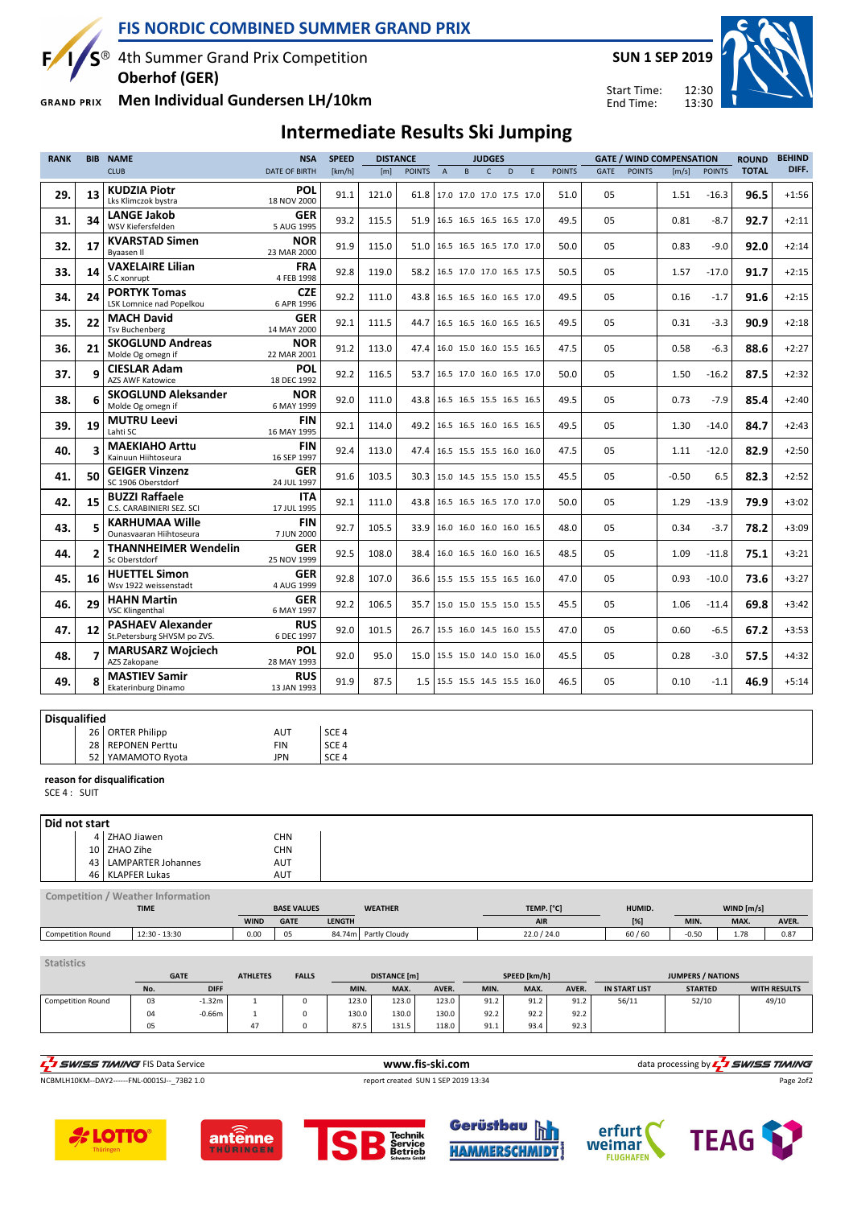# FIS NORDIC COMBINED SUMMER GRAND PRIX

4th Summer Grand Prix Competition
**Oberhof (GER)**
**Men Individual Gundersen LH/10km**

**SUN 1 SEP 2019**
Start Time: 12:30
End Time: 13:30

## Intermediate Results Ski Jumping

| RANK | BIB | NAME / CLUB | NSA / DATE OF BIRTH | SPEED [km/h] | DISTANCE [m] | DISTANCE POINTS | JUDGES A | B | C | D | E | JUDGES POINTS | GATE | GATE POINTS | WIND [m/s] | WIND POINTS | ROUND TOTAL | BEHIND DIFF. |
|---|---|---|---|---|---|---|---|---|---|---|---|---|---|---|---|---|---|---|
| 29. | 13 | **KUDZIA Piotr** Lks Klimczok bystra | POL 18 NOV 2000 | 91.1 | 121.0 | 61.8 | 17.0 | 17.0 | 17.0 | 17.5 | 17.0 | 51.0 | 05 | | 1.51 | -16.3 | 96.5 | +1:56 |
| 31. | 34 | **LANGE Jakob** WSV Kiefersfelden | GER 5 AUG 1995 | 93.2 | 115.5 | 51.9 | 16.5 | 16.5 | 16.5 | 16.5 | 17.0 | 49.5 | 05 | | 0.81 | -8.7 | 92.7 | +2:11 |
| 32. | 17 | **KVARSTAD Simen** Byaasen Il | NOR 23 MAR 2000 | 91.9 | 115.0 | 51.0 | 16.5 | 16.5 | 16.5 | 17.0 | 17.0 | 50.0 | 05 | | 0.83 | -9.0 | 92.0 | +2:14 |
| 33. | 14 | **VAXELAIRE Lilian** S.C xonrupt | FRA 4 FEB 1998 | 92.8 | 119.0 | 58.2 | 16.5 | 17.0 | 17.0 | 16.5 | 17.5 | 50.5 | 05 | | 1.57 | -17.0 | 91.7 | +2:15 |
| 34. | 24 | **PORTYK Tomas** LSK Lomnice nad Popelkou | CZE 6 APR 1996 | 92.2 | 111.0 | 43.8 | 16.5 | 16.5 | 16.0 | 16.5 | 17.0 | 49.5 | 05 | | 0.16 | -1.7 | 91.6 | +2:15 |
| 35. | 22 | **MACH David** Tsv Buchenberg | GER 14 MAY 2000 | 92.1 | 111.5 | 44.7 | 16.5 | 16.5 | 16.0 | 16.5 | 16.5 | 49.5 | 05 | | 0.31 | -3.3 | 90.9 | +2:18 |
| 36. | 21 | **SKOGLUND Andreas** Molde Og omegn if | NOR 22 MAR 2001 | 91.2 | 113.0 | 47.4 | 16.0 | 15.0 | 16.0 | 15.5 | 16.5 | 47.5 | 05 | | 0.58 | -6.3 | 88.6 | +2:27 |
| 37. | 9 | **CIESLAR Adam** AZS AWF Katowice | POL 18 DEC 1992 | 92.2 | 116.5 | 53.7 | 16.5 | 17.0 | 16.0 | 16.5 | 17.0 | 50.0 | 05 | | 1.50 | -16.2 | 87.5 | +2:32 |
| 38. | 6 | **SKOGLUND Aleksander** Molde Og omegn if | NOR 6 MAY 1999 | 92.0 | 111.0 | 43.8 | 16.5 | 16.5 | 15.5 | 16.5 | 16.5 | 49.5 | 05 | | 0.73 | -7.9 | 85.4 | +2:40 |
| 39. | 19 | **MUTRU Leevi** Lahti SC | FIN 16 MAY 1995 | 92.1 | 114.0 | 49.2 | 16.5 | 16.5 | 16.0 | 16.5 | 16.5 | 49.5 | 05 | | 1.30 | -14.0 | 84.7 | +2:43 |
| 40. | 3 | **MAEKIAHO Arttu** Kainuun Hiihtoseura | FIN 16 SEP 1997 | 92.4 | 113.0 | 47.4 | 16.5 | 15.5 | 15.5 | 16.0 | 16.0 | 47.5 | 05 | | 1.11 | -12.0 | 82.9 | +2:50 |
| 41. | 50 | **GEIGER Vinzenz** SC 1906 Oberstdorf | GER 24 JUL 1997 | 91.6 | 103.5 | 30.3 | 15.0 | 14.5 | 15.5 | 15.0 | 15.5 | 45.5 | 05 | | -0.50 | 6.5 | 82.3 | +2:52 |
| 42. | 15 | **BUZZI Raffaele** C.S. CARABINIERI SEZ. SCI | ITA 17 JUL 1995 | 92.1 | 111.0 | 43.8 | 16.5 | 16.5 | 16.5 | 17.0 | 17.0 | 50.0 | 05 | | 1.29 | -13.9 | 79.9 | +3:02 |
| 43. | 5 | **KARHUMAA Wille** Ounasvaaran Hiihtoseura | FIN 7 JUN 2000 | 92.7 | 105.5 | 33.9 | 16.0 | 16.0 | 16.0 | 16.0 | 16.5 | 48.0 | 05 | | 0.34 | -3.7 | 78.2 | +3:09 |
| 44. | 2 | **THANNHEIMER Wendelin** Sc Oberstdorf | GER 25 NOV 1999 | 92.5 | 108.0 | 38.4 | 16.0 | 16.5 | 16.0 | 16.0 | 16.5 | 48.5 | 05 | | 1.09 | -11.8 | 75.1 | +3:21 |
| 45. | 16 | **HUETTEL Simon** Wsv 1922 weissenstadt | GER 4 AUG 1999 | 92.8 | 107.0 | 36.6 | 15.5 | 15.5 | 15.5 | 16.5 | 16.0 | 47.0 | 05 | | 0.93 | -10.0 | 73.6 | +3:27 |
| 46. | 29 | **HAHN Martin** VSC Klingenthal | GER 6 MAY 1997 | 92.2 | 106.5 | 35.7 | 15.0 | 15.0 | 15.5 | 15.0 | 15.5 | 45.5 | 05 | | 1.06 | -11.4 | 69.8 | +3:42 |
| 47. | 12 | **PASHAEV Alexander** St.Petersburg SHVSM po ZVS. | RUS 6 DEC 1997 | 92.0 | 101.5 | 26.7 | 15.5 | 16.0 | 14.5 | 16.0 | 15.5 | 47.0 | 05 | | 0.60 | -6.5 | 67.2 | +3:53 |
| 48. | 7 | **MARUSARZ Wojciech** AZS Zakopane | POL 28 MAY 1993 | 92.0 | 95.0 | 15.0 | 15.5 | 15.0 | 14.0 | 15.0 | 16.0 | 45.5 | 05 | | 0.28 | -3.0 | 57.5 | +4:32 |
| 49. | 8 | **MASTIEV Samir** Ekaterinburg Dinamo | RUS 13 JAN 1993 | 91.9 | 87.5 | 1.5 | 15.5 | 15.5 | 14.5 | 15.5 | 16.0 | 46.5 | 05 | | 0.10 | -1.1 | 46.9 | +5:14 |

### Disqualified

| BIB | NAME | NSA | REASON |
|---|---|---|---|
| 26 | ORTER Philipp | AUT | SCE 4 |
| 28 | REPONEN Perttu | FIN | SCE 4 |
| 52 | YAMAMOTO Ryota | JPN | SCE 4 |

**reason for disqualification**
SCE 4 : SUIT

### Did not start

| BIB | NAME | NSA |
|---|---|---|
| 4 | ZHAO Jiawen | CHN |
| 10 | ZHAO Zihe | CHN |
| 43 | LAMPARTER Johannes | AUT |
| 46 | KLAPFER Lukas | AUT |

### Competition / Weather Information

| | TIME | BASE VALUES WIND | GATE | LENGTH | WEATHER | TEMP. [°C] AIR | HUMID. [%] | WIND [m/s] MIN. | MAX. | AVER. |
|---|---|---|---|---|---|---|---|---|---|---|
| Competition Round | 12:30 - 13:30 | 0.00 | 05 | 84.74m | Partly Cloudy | 22.0 / 24.0 | 60 / 60 | -0.50 | 1.78 | 0.87 |

### Statistics

| | GATE No. | DIFF | ATHLETES | FALLS | DISTANCE [m] MIN. | MAX. | AVER. | SPEED [km/h] MIN. | MAX. | AVER. | IN START LIST | STARTED | WITH RESULTS |
|---|---|---|---|---|---|---|---|---|---|---|---|---|---|
| Competition Round | 03 | -1.32m | 1 | 0 | 123.0 | 123.0 | 123.0 | 91.2 | 91.2 | 91.2 | 56/11 | 52/10 | 49/10 |
| | 04 | -0.66m | 1 | 0 | 130.0 | 130.0 | 130.0 | 92.2 | 92.2 | 92.2 | | | |
| | 05 | | 47 | 0 | 87.5 | 131.5 | 118.0 | 91.1 | 93.4 | 92.3 | | | |

SWISS TIMING FIS Data Service — www.fis-ski.com — data processing by SWISS TIMING

NCBMLH10KM--DAY2------FNL-0001SJ--_73B2 1.0 — report created SUN 1 SEP 2019 13:34